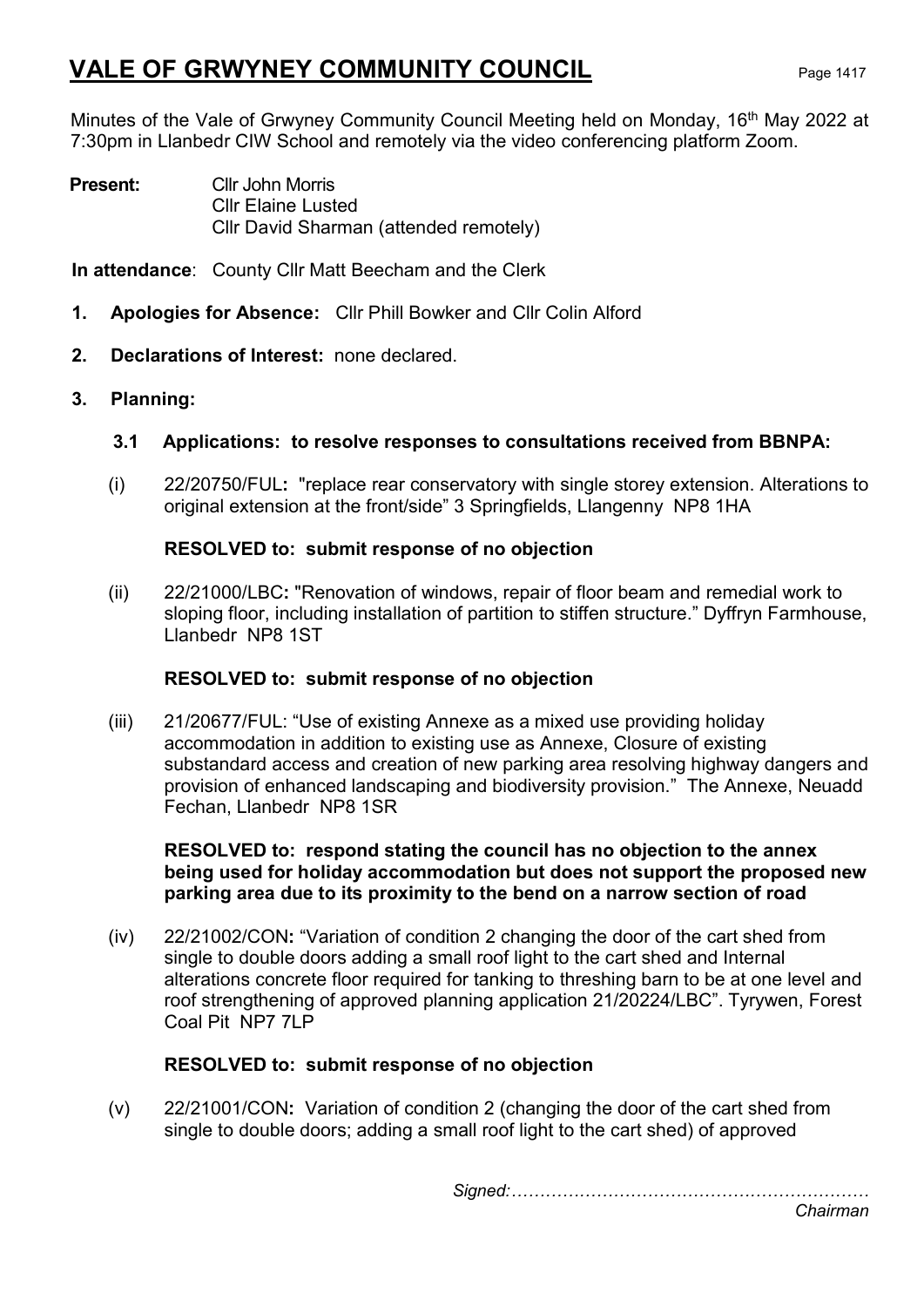# VALE OF GRWYNEY COMMUNITY COUNCIL

Minutes of the Vale of Grwyney Community Council Meeting held on Monday, 16th May 2022 at 7:30pm in Llanbedr CIW School and remotely via the video conferencing platform Zoom.

**Present:** Cllr John Morris
Cllr Elaine Lusted
Cllr David Sharman (attended remotely)

**In attendance**: County Cllr Matt Beecham and the Clerk

1. **Apologies for Absence:** Cllr Phill Bowker and Cllr Colin Alford

2. **Declarations of Interest:** none declared.

3. **Planning:**

   **3.1 Applications: to resolve responses to consultations received from BBNPA:**

   (i) 22/20750/FUL**:** "replace rear conservatory with single storey extension. Alterations to original extension at the front/side" 3 Springfields, Llangenny NP8 1HA

   **RESOLVED to: submit response of no objection**

   (ii) 22/21000/LBC**:** "Renovation of windows, repair of floor beam and remedial work to sloping floor, including installation of partition to stiffen structure." Dyffryn Farmhouse, Llanbedr NP8 1ST

   **RESOLVED to: submit response of no objection**

   (iii) 21/20677/FUL: "Use of existing Annexe as a mixed use providing holiday accommodation in addition to existing use as Annexe, Closure of existing substandard access and creation of new parking area resolving highway dangers and provision of enhanced landscaping and biodiversity provision." The Annexe, Neuadd Fechan, Llanbedr NP8 1SR

   **RESOLVED to: respond stating the council has no objection to the annex being used for holiday accommodation but does not support the proposed new parking area due to its proximity to the bend on a narrow section of road**

   (iv) 22/21002/CON**:** "Variation of condition 2 changing the door of the cart shed from single to double doors adding a small roof light to the cart shed and Internal alterations concrete floor required for tanking to threshing barn to be at one level and roof strengthening of approved planning application 21/20224/LBC". Tyrywen, Forest Coal Pit NP7 7LP

   **RESOLVED to: submit response of no objection**

   (v) 22/21001/CON**:** Variation of condition 2 (changing the door of the cart shed from single to double doors; adding a small roof light to the cart shed) of approved

*Signed:………………………………………………………*
*Chairman*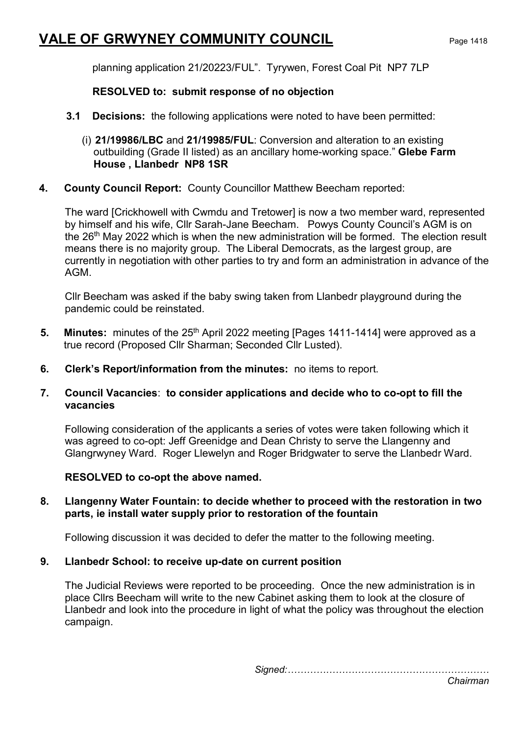planning application 21/20223/FUL". Tyrywen, Forest Coal Pit NP7 7LP

**RESOLVED to: submit response of no objection**

**3.1 Decisions:** the following applications were noted to have been permitted:

(i) **21/19986/LBC** and **21/19985/FUL**: Conversion and alteration to an existing outbuilding (Grade II listed) as an ancillary home-working space." **Glebe Farm House , Llanbedr NP8 1SR**

**4. County Council Report:** County Councillor Matthew Beecham reported:

The ward [Crickhowell with Cwmdu and Tretower] is now a two member ward, represented by himself and his wife, Cllr Sarah-Jane Beecham. Powys County Council's AGM is on the 26th May 2022 which is when the new administration will be formed. The election result means there is no majority group. The Liberal Democrats, as the largest group, are currently in negotiation with other parties to try and form an administration in advance of the AGM.

Cllr Beecham was asked if the baby swing taken from Llanbedr playground during the pandemic could be reinstated.

**5. Minutes:** minutes of the 25th April 2022 meeting [Pages 1411-1414] were approved as a true record (Proposed Cllr Sharman; Seconded Cllr Lusted).

**6. Clerk's Report/information from the minutes:** no items to report.

**7. Council Vacancies**: **to consider applications and decide who to co-opt to fill the vacancies**

Following consideration of the applicants a series of votes were taken following which it was agreed to co-opt: Jeff Greenidge and Dean Christy to serve the Llangenny and Glangrwyney Ward. Roger Llewelyn and Roger Bridgwater to serve the Llanbedr Ward.

**RESOLVED to co-opt the above named.**

**8. Llangenny Water Fountain: to decide whether to proceed with the restoration in two parts, ie install water supply prior to restoration of the fountain**

Following discussion it was decided to defer the matter to the following meeting.

**9. Llanbedr School: to receive up-date on current position**

The Judicial Reviews were reported to be proceeding. Once the new administration is in place Cllrs Beecham will write to the new Cabinet asking them to look at the closure of Llanbedr and look into the procedure in light of what the policy was throughout the election campaign.

*Signed:………………………………………………………*
*Chairman*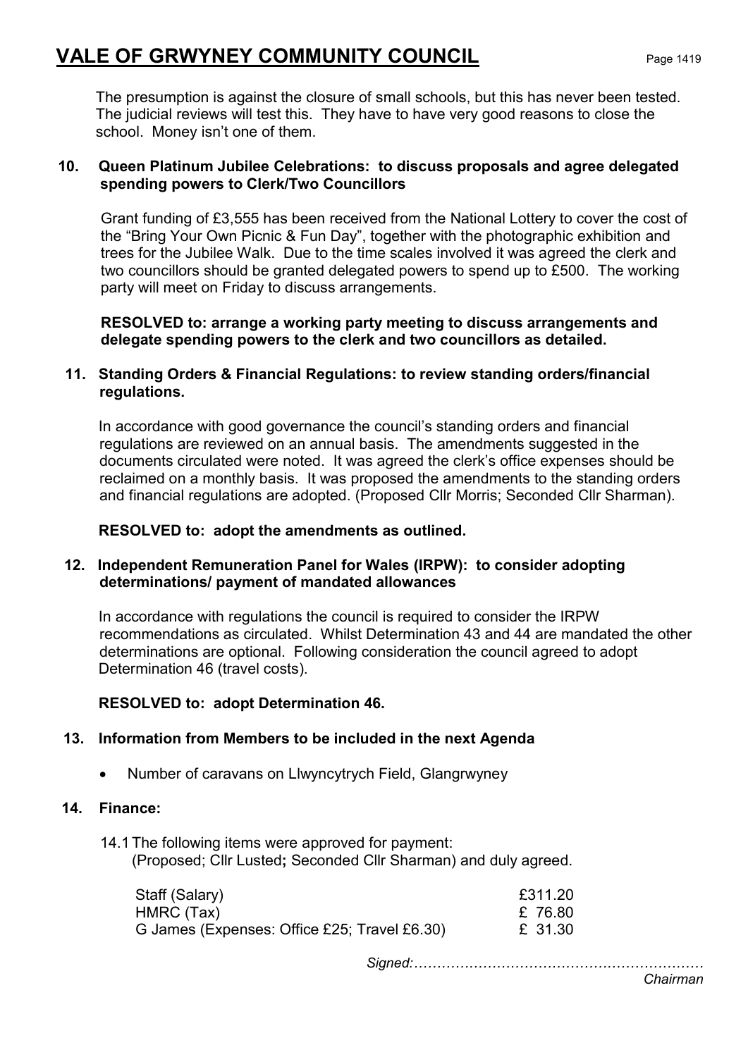The presumption is against the closure of small schools, but this has never been tested. The judicial reviews will test this. They have to have very good reasons to close the school. Money isn't one of them.

**10. Queen Platinum Jubilee Celebrations: to discuss proposals and agree delegated spending powers to Clerk/Two Councillors**

Grant funding of £3,555 has been received from the National Lottery to cover the cost of the "Bring Your Own Picnic & Fun Day", together with the photographic exhibition and trees for the Jubilee Walk. Due to the time scales involved it was agreed the clerk and two councillors should be granted delegated powers to spend up to £500. The working party will meet on Friday to discuss arrangements.

**RESOLVED to: arrange a working party meeting to discuss arrangements and delegate spending powers to the clerk and two councillors as detailed.**

**11. Standing Orders & Financial Regulations: to review standing orders/financial regulations.**

In accordance with good governance the council's standing orders and financial regulations are reviewed on an annual basis. The amendments suggested in the documents circulated were noted. It was agreed the clerk's office expenses should be reclaimed on a monthly basis. It was proposed the amendments to the standing orders and financial regulations are adopted. (Proposed Cllr Morris; Seconded Cllr Sharman).

**RESOLVED to: adopt the amendments as outlined.**

**12. Independent Remuneration Panel for Wales (IRPW): to consider adopting determinations/ payment of mandated allowances**

In accordance with regulations the council is required to consider the IRPW recommendations as circulated. Whilst Determination 43 and 44 are mandated the other determinations are optional. Following consideration the council agreed to adopt Determination 46 (travel costs).

**RESOLVED to: adopt Determination 46.**

**13. Information from Members to be included in the next Agenda**

- Number of caravans on Llwyncytrych Field, Glangrwyney

**14. Finance:**

14.1 The following items were approved for payment:
(Proposed; Cllr Lusted**;** Seconded Cllr Sharman) and duly agreed.

| | |
|---|---|
| Staff (Salary) | £311.20 |
| HMRC (Tax) | £ 76.80 |
| G James (Expenses: Office £25; Travel £6.30) | £ 31.30 |

*Signed:………………………………………………………*
*Chairman*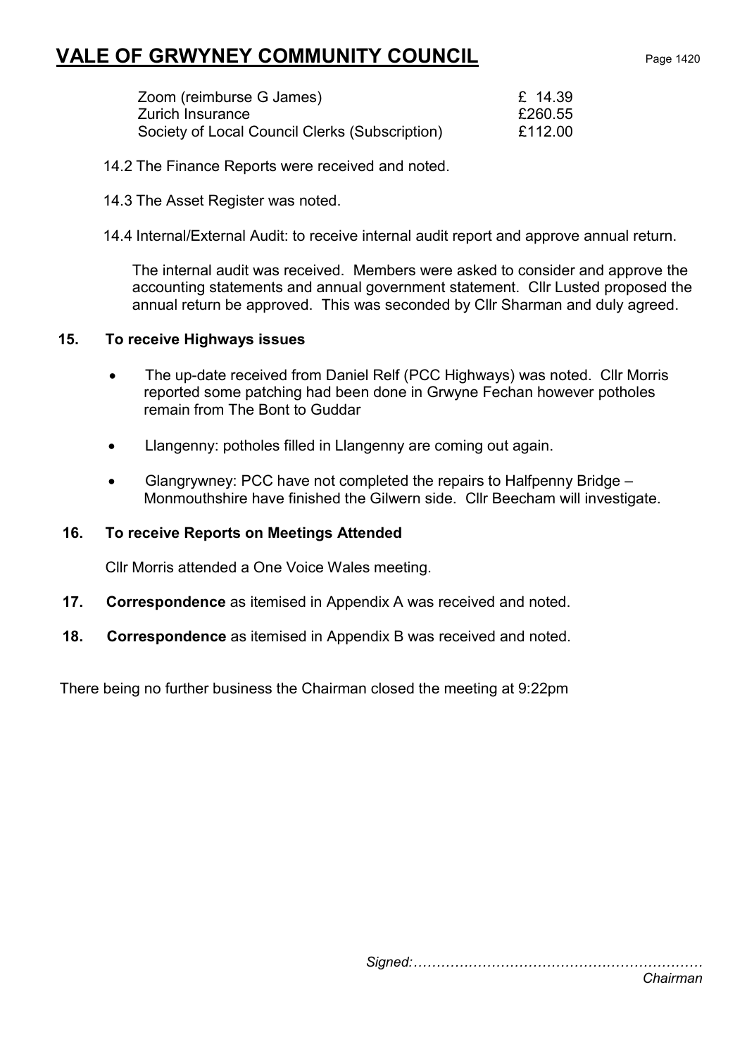| | |
|---|---|
| Zoom (reimburse G James) | £ 14.39 |
| Zurich Insurance | £260.55 |
| Society of Local Council Clerks (Subscription) | £112.00 |

14.2 The Finance Reports were received and noted.

14.3 The Asset Register was noted.

14.4 Internal/External Audit: to receive internal audit report and approve annual return.

The internal audit was received. Members were asked to consider and approve the accounting statements and annual government statement. Cllr Lusted proposed the annual return be approved. This was seconded by Cllr Sharman and duly agreed.

**15. To receive Highways issues**

- The up-date received from Daniel Relf (PCC Highways) was noted. Cllr Morris reported some patching had been done in Grwyne Fechan however potholes remain from The Bont to Guddar
- Llangenny: potholes filled in Llangenny are coming out again.
- Glangrywney: PCC have not completed the repairs to Halfpenny Bridge – Monmouthshire have finished the Gilwern side. Cllr Beecham will investigate.

**16. To receive Reports on Meetings Attended**

Cllr Morris attended a One Voice Wales meeting.

**17. Correspondence** as itemised in Appendix A was received and noted.

**18. Correspondence** as itemised in Appendix B was received and noted.

There being no further business the Chairman closed the meeting at 9:22pm

*Signed:………………………………………………………*

*Chairman*